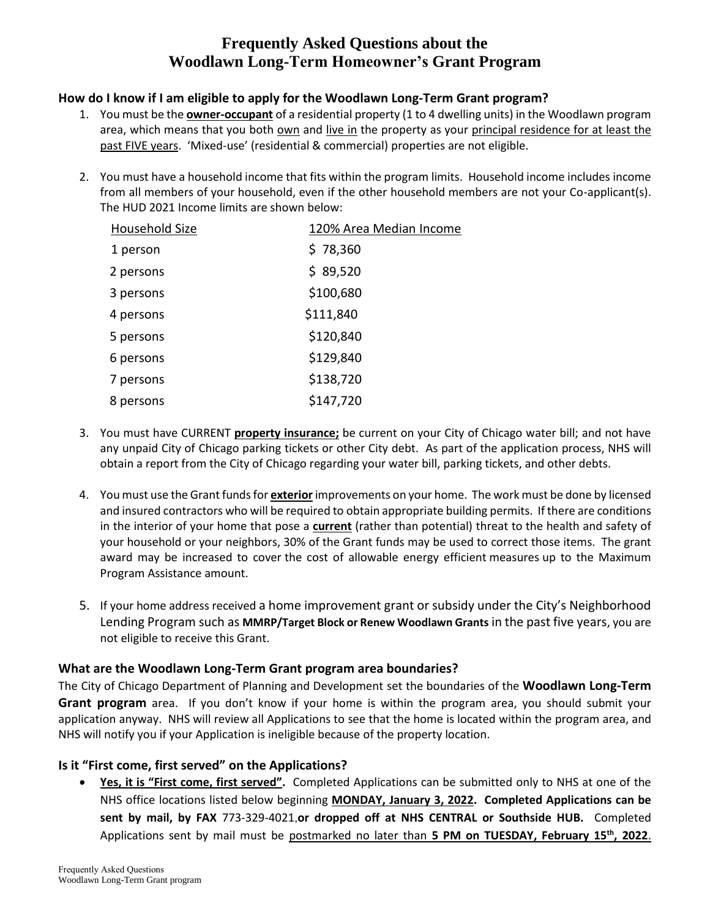# Frequently Asked Questions about the Woodlawn Long-Term Homeowner's Grant Program

### How do I know if I am eligible to apply for the Woodlawn Long-Term Grant program?

1. You must be the **owner-occupant** of a residential property (1 to 4 dwelling units) in the Woodlawn program area, which means that you both own and live in the property as your principal residence for at least the past FIVE years. 'Mixed-use' (residential & commercial) properties are not eligible.

2. You must have a household income that fits within the program limits. Household income includes income from all members of your household, even if the other household members are not your Co-applicant(s). The HUD 2021 Income limits are shown below:

| Household Size | 120% Area Median Income |
|---|---|
| 1 person | $ 78,360 |
| 2 persons | $ 89,520 |
| 3 persons | $100,680 |
| 4 persons | $111,840 |
| 5 persons | $120,840 |
| 6 persons | $129,840 |
| 7 persons | $138,720 |
| 8 persons | $147,720 |

3. You must have CURRENT **property insurance;** be current on your City of Chicago water bill; and not have any unpaid City of Chicago parking tickets or other City debt. As part of the application process, NHS will obtain a report from the City of Chicago regarding your water bill, parking tickets, and other debts.

4. You must use the Grant funds for **exterior** improvements on your home. The work must be done by licensed and insured contractors who will be required to obtain appropriate building permits. If there are conditions in the interior of your home that pose a **current** (rather than potential) threat to the health and safety of your household or your neighbors, 30% of the Grant funds may be used to correct those items. The grant award may be increased to cover the cost of allowable energy efficient measures up to the Maximum Program Assistance amount.

5. If your home address received a home improvement grant or subsidy under the City's Neighborhood Lending Program such as **MMRP/Target Block or Renew Woodlawn Grants** in the past five years, you are not eligible to receive this Grant.

### What are the Woodlawn Long-Term Grant program area boundaries?

The City of Chicago Department of Planning and Development set the boundaries of the **Woodlawn Long-Term Grant program** area. If you don't know if your home is within the program area, you should submit your application anyway. NHS will review all Applications to see that the home is located within the program area, and NHS will notify you if your Application is ineligible because of the property location.

### Is it "First come, first served" on the Applications?

- **Yes, it is "First come, first served".** Completed Applications can be submitted only to NHS at one of the NHS office locations listed below beginning **MONDAY, January 3, 2022. Completed Applications can be sent by mail, by FAX** 773-329-4021,**or dropped off at NHS CENTRAL or Southside HUB.** Completed Applications sent by mail must be postmarked no later than **5 PM on TUESDAY, February 15th, 2022**.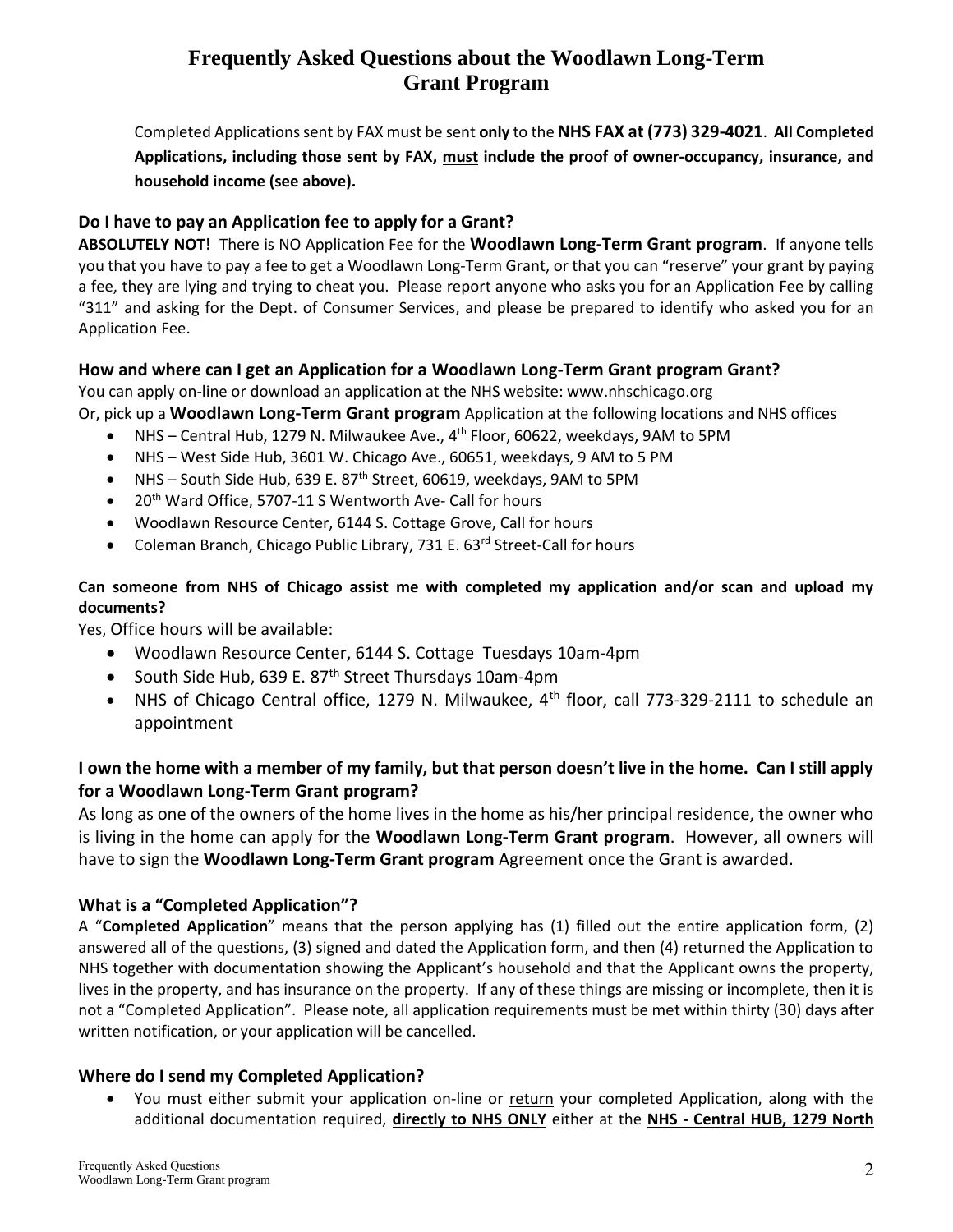# Frequently Asked Questions about the Woodlawn Long-Term Grant Program

Completed Applications sent by FAX must be sent **only** to the **NHS FAX at (773) 329-4021**. **All Completed Applications, including those sent by FAX, must include the proof of owner-occupancy, insurance, and household income (see above).**

### Do I have to pay an Application fee to apply for a Grant?

**ABSOLUTELY NOT!** There is NO Application Fee for the **Woodlawn Long-Term Grant program**. If anyone tells you that you have to pay a fee to get a Woodlawn Long-Term Grant, or that you can "reserve" your grant by paying a fee, they are lying and trying to cheat you. Please report anyone who asks you for an Application Fee by calling "311" and asking for the Dept. of Consumer Services, and please be prepared to identify who asked you for an Application Fee.

### How and where can I get an Application for a Woodlawn Long-Term Grant program Grant?

You can apply on-line or download an application at the NHS website: www.nhschicago.org

Or, pick up a **Woodlawn Long-Term Grant program** Application at the following locations and NHS offices

- NHS – Central Hub, 1279 N. Milwaukee Ave., 4th Floor, 60622, weekdays, 9AM to 5PM
- NHS – West Side Hub, 3601 W. Chicago Ave., 60651, weekdays, 9 AM to 5 PM
- NHS – South Side Hub, 639 E. 87th Street, 60619, weekdays, 9AM to 5PM
- 20th Ward Office, 5707-11 S Wentworth Ave- Call for hours
- Woodlawn Resource Center, 6144 S. Cottage Grove, Call for hours
- Coleman Branch, Chicago Public Library, 731 E. 63rd Street-Call for hours

### Can someone from NHS of Chicago assist me with completed my application and/or scan and upload my documents?

Yes, Office hours will be available:

- Woodlawn Resource Center, 6144 S. Cottage Tuesdays 10am-4pm
- South Side Hub, 639 E. 87th Street Thursdays 10am-4pm
- NHS of Chicago Central office, 1279 N. Milwaukee, 4th floor, call 773-329-2111 to schedule an appointment

### I own the home with a member of my family, but that person doesn't live in the home. Can I still apply for a Woodlawn Long-Term Grant program?

As long as one of the owners of the home lives in the home as his/her principal residence, the owner who is living in the home can apply for the **Woodlawn Long-Term Grant program**. However, all owners will have to sign the **Woodlawn Long-Term Grant program** Agreement once the Grant is awarded.

### What is a "Completed Application"?

A "**Completed Application**" means that the person applying has (1) filled out the entire application form, (2) answered all of the questions, (3) signed and dated the Application form, and then (4) returned the Application to NHS together with documentation showing the Applicant's household and that the Applicant owns the property, lives in the property, and has insurance on the property. If any of these things are missing or incomplete, then it is not a "Completed Application". Please note, all application requirements must be met within thirty (30) days after written notification, or your application will be cancelled.

### Where do I send my Completed Application?

- You must either submit your application on-line or return your completed Application, along with the additional documentation required, **directly to NHS ONLY** either at the **NHS - Central HUB, 1279 North**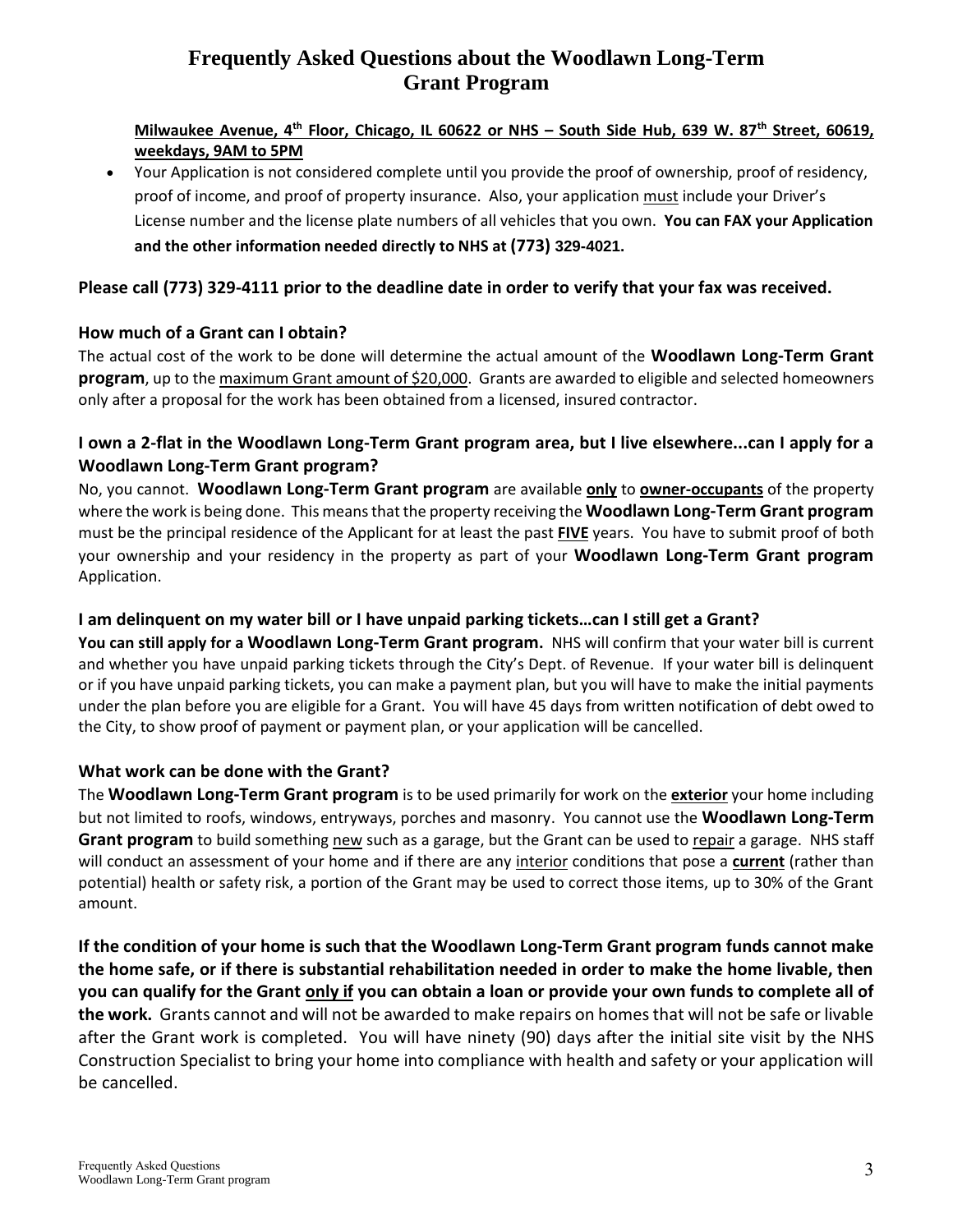# Frequently Asked Questions about the Woodlawn Long-Term Grant Program

**Milwaukee Avenue, 4th Floor, Chicago, IL 60622 or NHS – South Side Hub, 639 W. 87th Street, 60619, weekdays, 9AM to 5PM**

- Your Application is not considered complete until you provide the proof of ownership, proof of residency, proof of income, and proof of property insurance. Also, your application must include your Driver's License number and the license plate numbers of all vehicles that you own. **You can FAX your Application and the other information needed directly to NHS at (773) 329-4021.**

**Please call (773) 329-4111 prior to the deadline date in order to verify that your fax was received.**

### How much of a Grant can I obtain?

The actual cost of the work to be done will determine the actual amount of the **Woodlawn Long-Term Grant program**, up to the maximum Grant amount of $20,000. Grants are awarded to eligible and selected homeowners only after a proposal for the work has been obtained from a licensed, insured contractor.

### I own a 2-flat in the Woodlawn Long-Term Grant program area, but I live elsewhere...can I apply for a Woodlawn Long-Term Grant program?

No, you cannot. **Woodlawn Long-Term Grant program** are available **only** to **owner-occupants** of the property where the work is being done. This means that the property receiving the **Woodlawn Long-Term Grant program** must be the principal residence of the Applicant for at least the past **FIVE** years. You have to submit proof of both your ownership and your residency in the property as part of your **Woodlawn Long-Term Grant program** Application.

### I am delinquent on my water bill or I have unpaid parking tickets…can I still get a Grant?

**You can still apply for a Woodlawn Long-Term Grant program.** NHS will confirm that your water bill is current and whether you have unpaid parking tickets through the City's Dept. of Revenue. If your water bill is delinquent or if you have unpaid parking tickets, you can make a payment plan, but you will have to make the initial payments under the plan before you are eligible for a Grant. You will have 45 days from written notification of debt owed to the City, to show proof of payment or payment plan, or your application will be cancelled.

### What work can be done with the Grant?

The **Woodlawn Long-Term Grant program** is to be used primarily for work on the **exterior** your home including but not limited to roofs, windows, entryways, porches and masonry. You cannot use the **Woodlawn Long-Term Grant program** to build something new such as a garage, but the Grant can be used to repair a garage. NHS staff will conduct an assessment of your home and if there are any interior conditions that pose a **current** (rather than potential) health or safety risk, a portion of the Grant may be used to correct those items, up to 30% of the Grant amount.

**If the condition of your home is such that the Woodlawn Long-Term Grant program funds cannot make the home safe, or if there is substantial rehabilitation needed in order to make the home livable, then you can qualify for the Grant only if you can obtain a loan or provide your own funds to complete all of the work.** Grants cannot and will not be awarded to make repairs on homes that will not be safe or livable after the Grant work is completed. You will have ninety (90) days after the initial site visit by the NHS Construction Specialist to bring your home into compliance with health and safety or your application will be cancelled.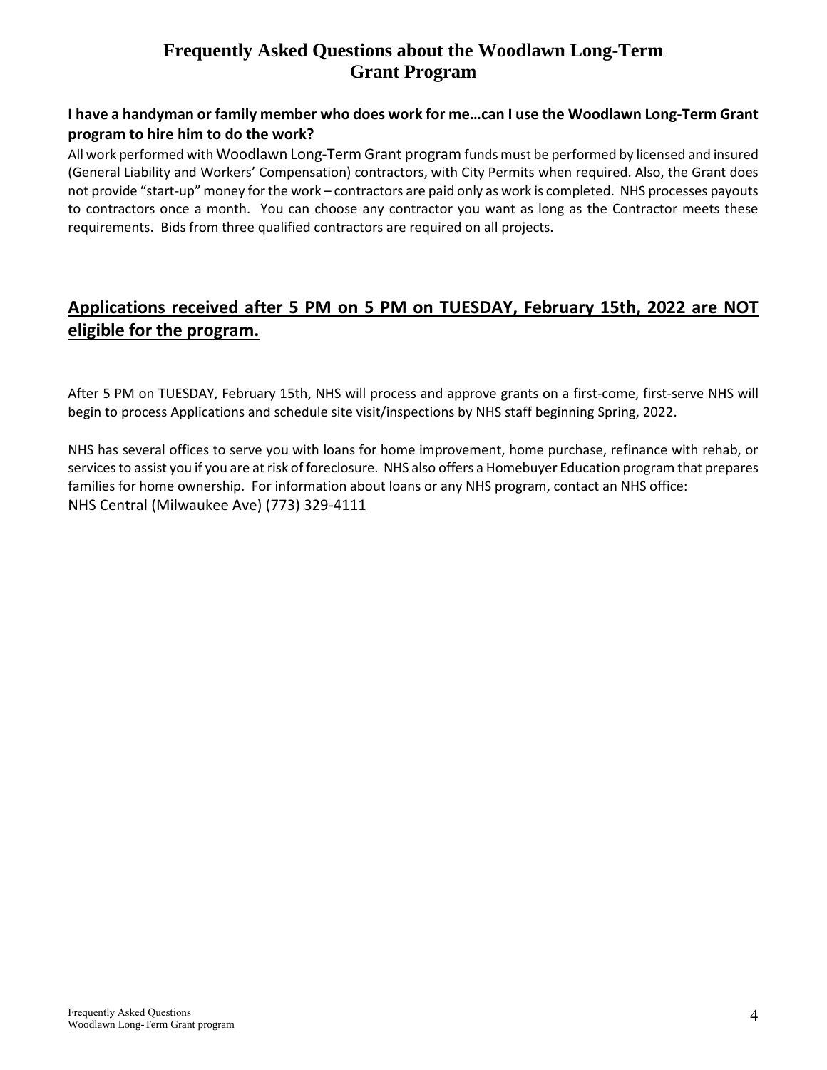# Frequently Asked Questions about the Woodlawn Long-Term Grant Program

**I have a handyman or family member who does work for me…can I use the Woodlawn Long-Term Grant program to hire him to do the work?**

All work performed with Woodlawn Long-Term Grant program funds must be performed by licensed and insured (General Liability and Workers' Compensation) contractors, with City Permits when required. Also, the Grant does not provide "start-up" money for the work – contractors are paid only as work is completed. NHS processes payouts to contractors once a month. You can choose any contractor you want as long as the Contractor meets these requirements. Bids from three qualified contractors are required on all projects.

**<u>Applications received after 5 PM on 5 PM on TUESDAY, February 15th, 2022 are NOT eligible for the program.</u>**

After 5 PM on TUESDAY, February 15th, NHS will process and approve grants on a first-come, first-serve NHS will begin to process Applications and schedule site visit/inspections by NHS staff beginning Spring, 2022.

NHS has several offices to serve you with loans for home improvement, home purchase, refinance with rehab, or services to assist you if you are at risk of foreclosure. NHS also offers a Homebuyer Education program that prepares families for home ownership. For information about loans or any NHS program, contact an NHS office:
NHS Central (Milwaukee Ave) (773) 329-4111